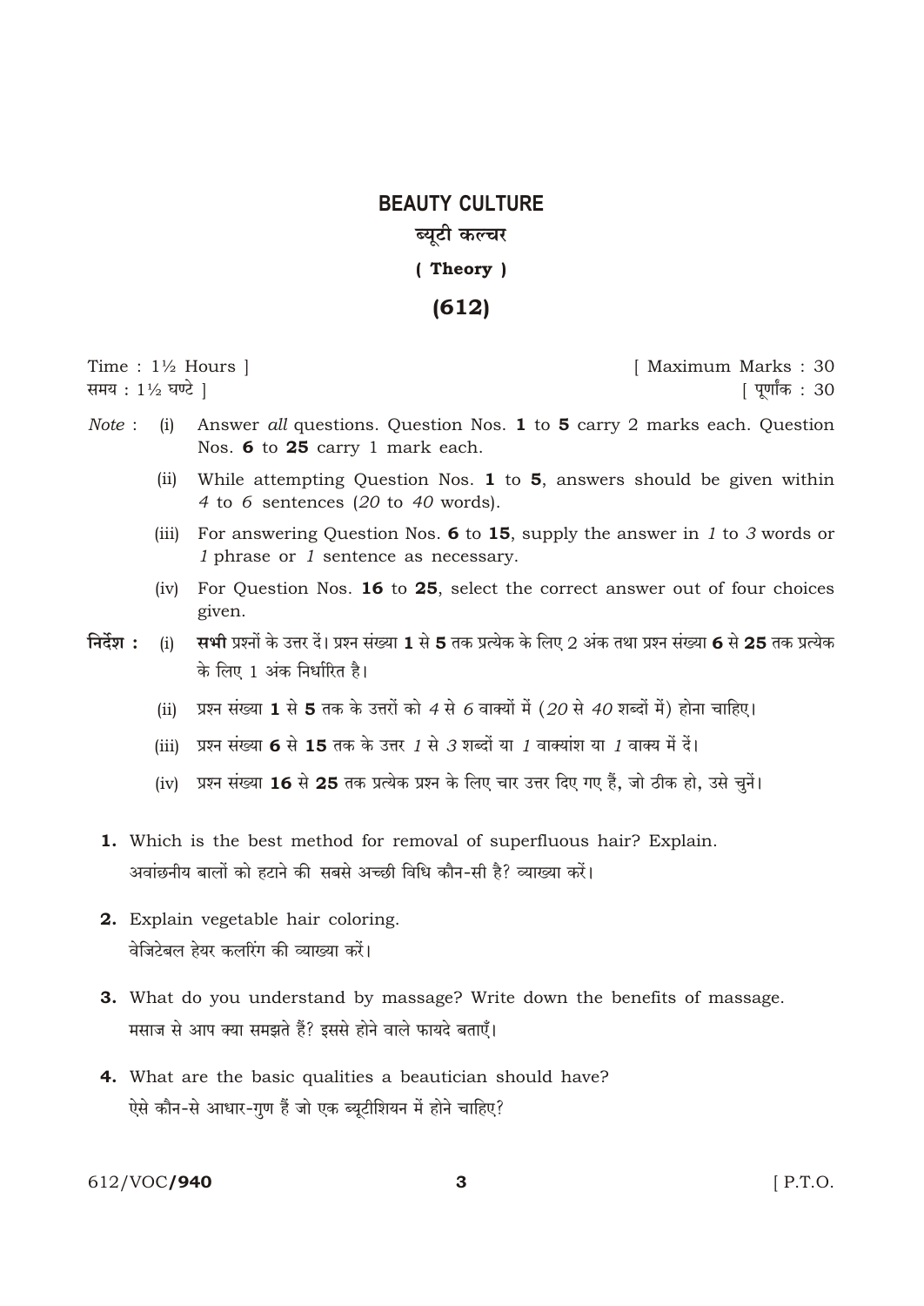# BEAUTY CULTURE

## ब्यूटी कल्चर

### ( Theory )

### (612)

Time : 1½ Hours ] [ Maximum Marks : 30

समय : 1½ घण्टे ] [ पूर्णांक : 30

*Note* :

(i) Answer *all* questions. Question Nos. **1** to **5** carry 2 marks each. Question Nos. **6** to **25** carry 1 mark each.

(ii) While attempting Question Nos. **1** to **5**, answers should be given within *4* to *6* sentences (*20* to *40* words).

(iii) For answering Question Nos. **6** to **15**, supply the answer in *1* to *3* words or *1* phrase or *1* sentence as necessary.

(iv) For Question Nos. **16** to **25**, select the correct answer out of four choices given.

**निर्देश :**

(i) **सभी** प्रश्नों के उत्तर दें। प्रश्न संख्या **1** से **5** तक प्रत्येक के लिए 2 अंक तथा प्रश्न संख्या **6** से **25** तक प्रत्येक के लिए 1 अंक निर्धारित है।

(ii) प्रश्न संख्या **1** से **5** तक के उत्तरों को *4* से *6* वाक्यों में (*20* से *40* शब्दों में) होना चाहिए।

(iii) प्रश्न संख्या **6** से **15** तक के उत्तर *1* से *3* शब्दों या *1* वाक्यांश या *1* वाक्य में दें।

(iv) प्रश्न संख्या **16** से **25** तक प्रत्येक प्रश्न के लिए चार उत्तर दिए गए हैं, जो ठीक हो, उसे चुनें।

**1.** Which is the best method for removal of superfluous hair? Explain.
अवांछनीय बालों को हटाने की सबसे अच्छी विधि कौन-सी है? व्याख्या करें।

**2.** Explain vegetable hair coloring.
वेजिटेबल हेयर कलरिंग की व्याख्या करें।

**3.** What do you understand by massage? Write down the benefits of massage.
मसाज से आप क्या समझते हैं? इससे होने वाले फायदे बताएँ।

**4.** What are the basic qualities a beautician should have?
ऐसे कौन-से आधार-गुण हैं जो एक ब्यूटीशियन में होने चाहिए?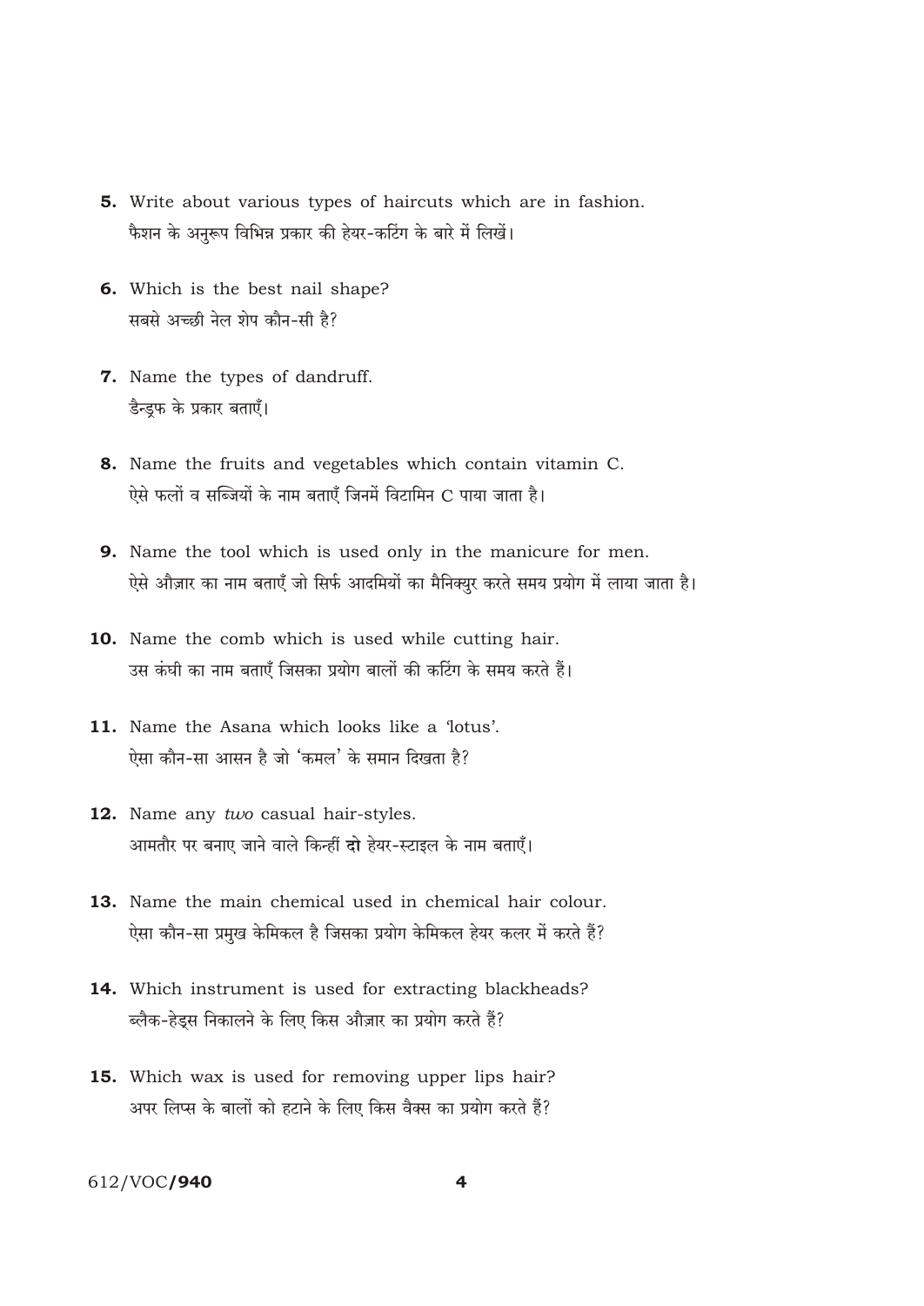**5.** Write about various types of haircuts which are in fashion.
फैशन के अनुरूप विभिन्न प्रकार की हेयर-कटिंग के बारे में लिखें।

**6.** Which is the best nail shape?
सबसे अच्छी नेल शेप कौन-सी है?

**7.** Name the types of dandruff.
डैन्ड्रफ के प्रकार बताएँ।

**8.** Name the fruits and vegetables which contain vitamin C.
ऐसे फलों व सब्जियों के नाम बताएँ जिनमें विटामिन C पाया जाता है।

**9.** Name the tool which is used only in the manicure for men.
ऐसे औज़ार का नाम बताएँ जो सिर्फ आदमियों का मैनिक्युर करते समय प्रयोग में लाया जाता है।

**10.** Name the comb which is used while cutting hair.
उस कंघी का नाम बताएँ जिसका प्रयोग बालों की कटिंग के समय करते हैं।

**11.** Name the Asana which looks like a 'lotus'.
ऐसा कौन-सा आसन है जो 'कमल' के समान दिखता है?

**12.** Name any *two* casual hair-styles.
आमतौर पर बनाए जाने वाले किन्हीं **दो** हेयर-स्टाइल के नाम बताएँ।

**13.** Name the main chemical used in chemical hair colour.
ऐसा कौन-सा प्रमुख केमिकल है जिसका प्रयोग केमिकल हेयर कलर में करते हैं?

**14.** Which instrument is used for extracting blackheads?
ब्लैक-हेड्स निकालने के लिए किस औज़ार का प्रयोग करते हैं?

**15.** Which wax is used for removing upper lips hair?
अपर लिप्स के बालों को हटाने के लिए किस वैक्स का प्रयोग करते हैं?

612/VOC/**940**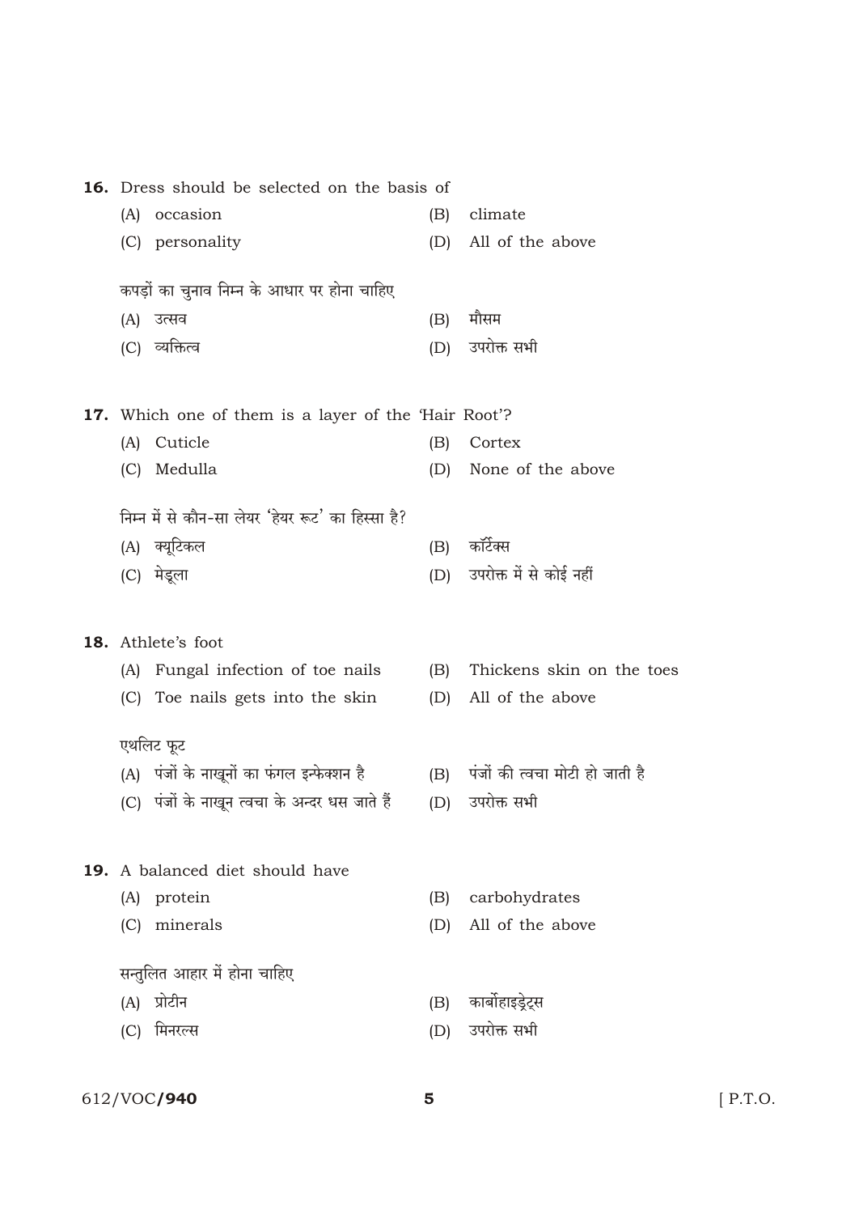**16.** Dress should be selected on the basis of

(A) occasion

(B) climate

(C) personality

(D) All of the above

कपड़ों का चुनाव निम्न के आधार पर होना चाहिए

(A) उत्सव

(B) मौसम

(C) व्यक्तित्व

(D) उपरोक्त सभी

**17.** Which one of them is a layer of the 'Hair Root'?

(A) Cuticle

(B) Cortex

(C) Medulla

(D) None of the above

निम्न में से कौन-सा लेयर 'हेयर रूट' का हिस्सा है?

(A) क्यूटिकल

(B) कॉर्टेक्स

(C) मेडूला

(D) उपरोक्त में से कोई नहीं

**18.** Athlete's foot

(A) Fungal infection of toe nails

(B) Thickens skin on the toes

(C) Toe nails gets into the skin

(D) All of the above

एथलिट फूट

(A) पंजों के नाखूनों का फंगल इन्फेक्शन है

(B) पंजों की त्वचा मोटी हो जाती है

(C) पंजों के नाखून त्वचा के अन्दर धस जाते हैं

(D) उपरोक्त सभी

**19.** A balanced diet should have

(A) protein

(B) carbohydrates

(C) minerals

(D) All of the above

सन्तुलित आहार में होना चाहिए

(A) प्रोटीन

(B) कार्बोहाइड्रेट्स

(C) मिनरल्स

(D) उपरोक्त सभी

612/VOC/**940**

[ P.T.O.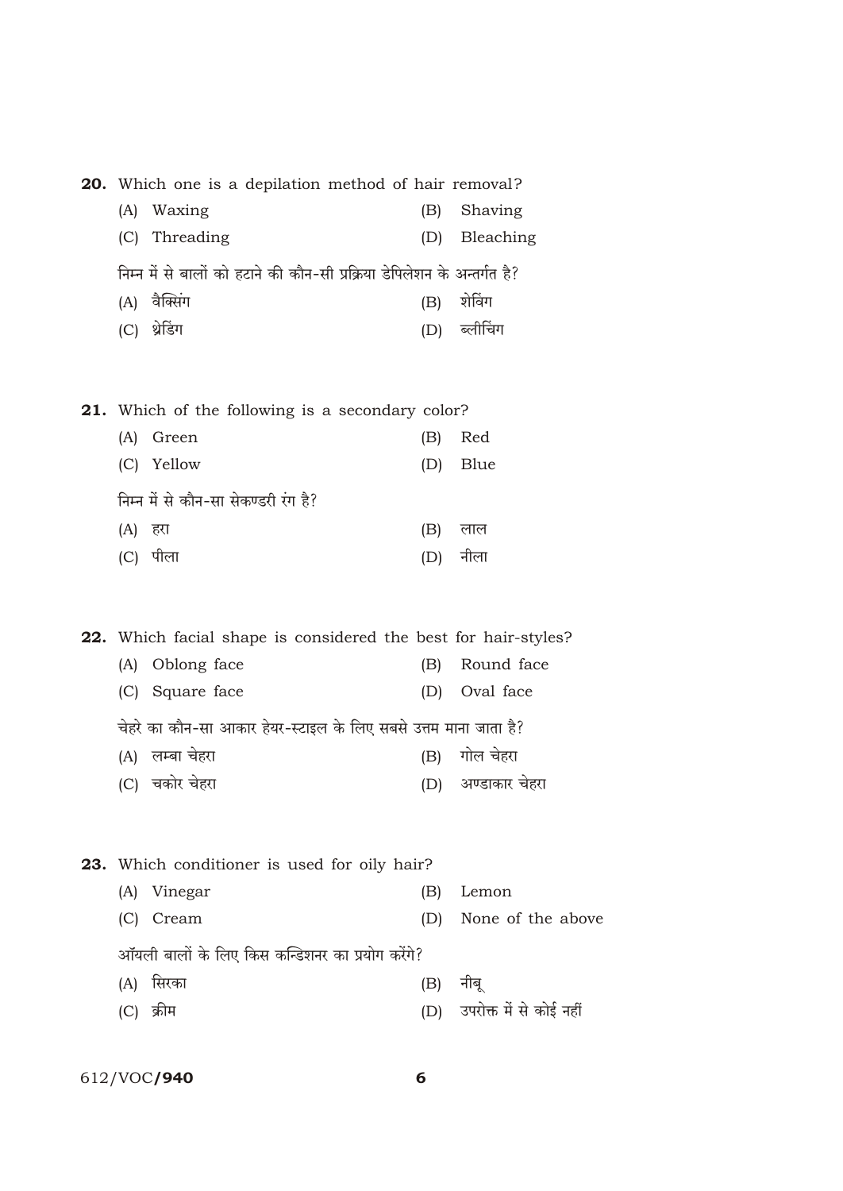**20.** Which one is a depilation method of hair removal?

(A) Waxing  (B) Shaving

(C) Threading  (D) Bleaching

निम्न में से बालों को हटाने की कौन-सी प्रक्रिया डेपिलेशन के अन्तर्गत है?

(A) वैक्सिंग  (B) शेविंग

(C) थ्रेडिंग  (D) ब्लीचिंग

**21.** Which of the following is a secondary color?

(A) Green  (B) Red

(C) Yellow  (D) Blue

निम्न में से कौन-सा सेकण्डरी रंग है?

(A) हरा  (B) लाल

(C) पीला  (D) नीला

**22.** Which facial shape is considered the best for hair-styles?

(A) Oblong face  (B) Round face

(C) Square face  (D) Oval face

चेहरे का कौन-सा आकार हेयर-स्टाइल के लिए सबसे उत्तम माना जाता है?

(A) लम्बा चेहरा  (B) गोल चेहरा

(C) चकोर चेहरा  (D) अण्डाकार चेहरा

**23.** Which conditioner is used for oily hair?

(A) Vinegar  (B) Lemon

(C) Cream  (D) None of the above

ऑयली बालों के लिए किस कन्डिशनर का प्रयोग करेंगे?

(A) सिरका  (B) नीबू

(C) क्रीम  (D) उपरोक्त में से कोई नहीं

612/VOC/**940**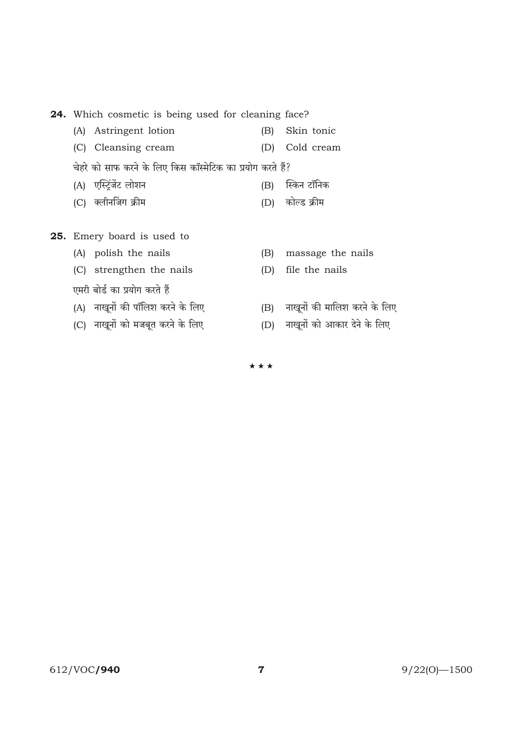**24.** Which cosmetic is being used for cleaning face?

(A) Astringent lotion

(B) Skin tonic

(C) Cleansing cream

(D) Cold cream

चेहरे को साफ करने के लिए किस कॉस्मेटिक का प्रयोग करते हैं?

(A) एस्ट्रिंजेंट लोशन

(B) स्किन टॉनिक

(C) क्लीनजिंग क्रीम

(D) कोल्ड क्रीम

**25.** Emery board is used to

(A) polish the nails

(B) massage the nails

(C) strengthen the nails

(D) file the nails

एमरी बोर्ड का प्रयोग करते हैं

(A) नाखूनों की पॉलिश करने के लिए

(B) नाखूनों की मालिश करने के लिए

(C) नाखूनों को मजबूत करने के लिए

(D) नाखूनों को आकार देने के लिए

★ ★ ★

612/VOC/**940**

9/22(O)—1500